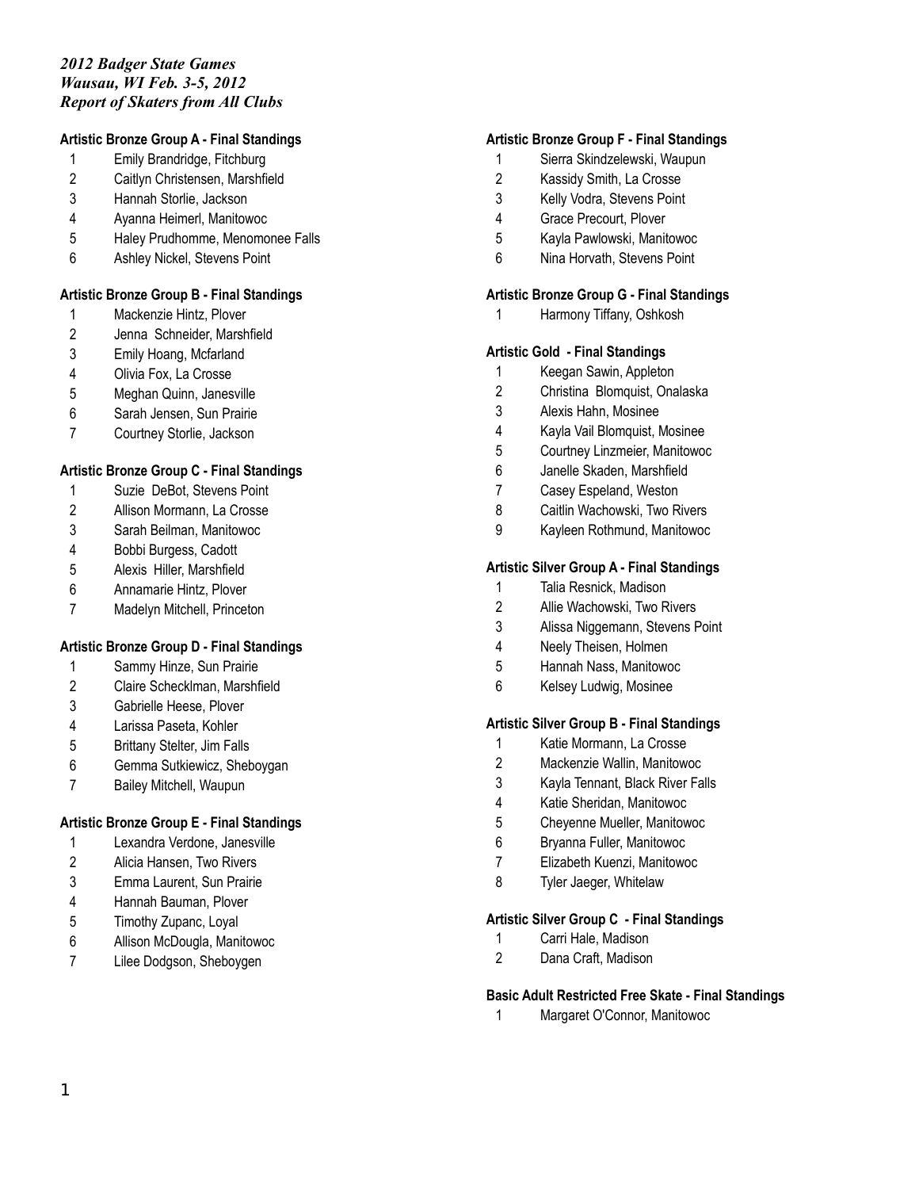*2012 Badger State Games*
*Wausau, WI Feb. 3-5, 2012*
*Report of Skaters from All Clubs*

**Artistic Bronze Group A - Final Standings**

1 Emily Brandridge, Fitchburg
2 Caitlyn Christensen, Marshfield
3 Hannah Storlie, Jackson
4 Ayanna Heimerl, Manitowoc
5 Haley Prudhomme, Menomonee Falls
6 Ashley Nickel, Stevens Point

**Artistic Bronze Group B - Final Standings**

1 Mackenzie Hintz, Plover
2 Jenna Schneider, Marshfield
3 Emily Hoang, Mcfarland
4 Olivia Fox, La Crosse
5 Meghan Quinn, Janesville
6 Sarah Jensen, Sun Prairie
7 Courtney Storlie, Jackson

**Artistic Bronze Group C - Final Standings**

1 Suzie DeBot, Stevens Point
2 Allison Mormann, La Crosse
3 Sarah Beilman, Manitowoc
4 Bobbi Burgess, Cadott
5 Alexis Hiller, Marshfield
6 Annamarie Hintz, Plover
7 Madelyn Mitchell, Princeton

**Artistic Bronze Group D - Final Standings**

1 Sammy Hinze, Sun Prairie
2 Claire Schecklman, Marshfield
3 Gabrielle Heese, Plover
4 Larissa Paseta, Kohler
5 Brittany Stelter, Jim Falls
6 Gemma Sutkiewicz, Sheboygan
7 Bailey Mitchell, Waupun

**Artistic Bronze Group E - Final Standings**

1 Lexandra Verdone, Janesville
2 Alicia Hansen, Two Rivers
3 Emma Laurent, Sun Prairie
4 Hannah Bauman, Plover
5 Timothy Zupanc, Loyal
6 Allison McDougla, Manitowoc
7 Lilee Dodgson, Sheboygen

**Artistic Bronze Group F - Final Standings**

1 Sierra Skindzelewski, Waupun
2 Kassidy Smith, La Crosse
3 Kelly Vodra, Stevens Point
4 Grace Precourt, Plover
5 Kayla Pawlowski, Manitowoc
6 Nina Horvath, Stevens Point

**Artistic Bronze Group G - Final Standings**

1 Harmony Tiffany, Oshkosh

**Artistic Gold - Final Standings**

1 Keegan Sawin, Appleton
2 Christina Blomquist, Onalaska
3 Alexis Hahn, Mosinee
4 Kayla Vail Blomquist, Mosinee
5 Courtney Linzmeier, Manitowoc
6 Janelle Skaden, Marshfield
7 Casey Espeland, Weston
8 Caitlin Wachowski, Two Rivers
9 Kayleen Rothmund, Manitowoc

**Artistic Silver Group A - Final Standings**

1 Talia Resnick, Madison
2 Allie Wachowski, Two Rivers
3 Alissa Niggemann, Stevens Point
4 Neely Theisen, Holmen
5 Hannah Nass, Manitowoc
6 Kelsey Ludwig, Mosinee

**Artistic Silver Group B - Final Standings**

1 Katie Mormann, La Crosse
2 Mackenzie Wallin, Manitowoc
3 Kayla Tennant, Black River Falls
4 Katie Sheridan, Manitowoc
5 Cheyenne Mueller, Manitowoc
6 Bryanna Fuller, Manitowoc
7 Elizabeth Kuenzi, Manitowoc
8 Tyler Jaeger, Whitelaw

**Artistic Silver Group C - Final Standings**

1 Carri Hale, Madison
2 Dana Craft, Madison

**Basic Adult Restricted Free Skate - Final Standings**

1 Margaret O'Connor, Manitowoc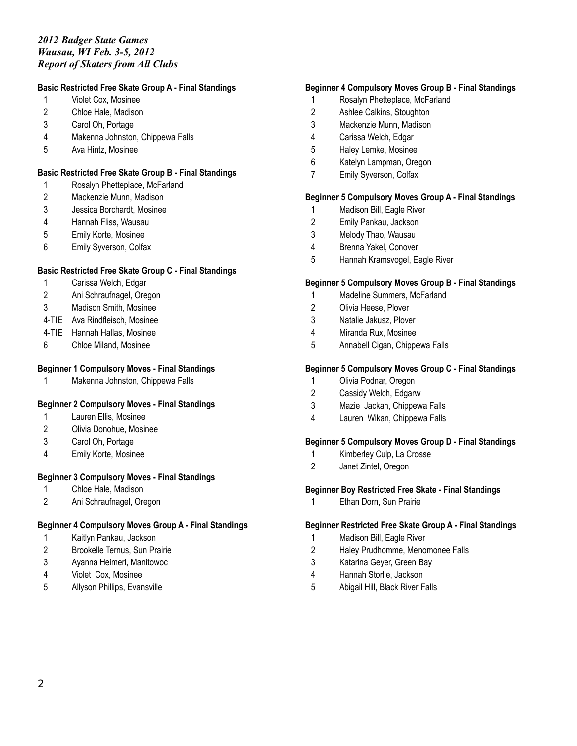*2012 Badger State Games*
*Wausau, WI Feb. 3-5, 2012*
*Report of Skaters from All Clubs*

**Basic Restricted Free Skate Group A - Final Standings**

1 Violet Cox, Mosinee
2 Chloe Hale, Madison
3 Carol Oh, Portage
4 Makenna Johnston, Chippewa Falls
5 Ava Hintz, Mosinee

**Basic Restricted Free Skate Group B - Final Standings**

1 Rosalyn Phetteplace, McFarland
2 Mackenzie Munn, Madison
3 Jessica Borchardt, Mosinee
4 Hannah Fliss, Wausau
5 Emily Korte, Mosinee
6 Emily Syverson, Colfax

**Basic Restricted Free Skate Group C - Final Standings**

1 Carissa Welch, Edgar
2 Ani Schraufnagel, Oregon
3 Madison Smith, Mosinee
4-TIE Ava Rindfleisch, Mosinee
4-TIE Hannah Hallas, Mosinee
6 Chloe Miland, Mosinee

**Beginner 1 Compulsory Moves - Final Standings**

1 Makenna Johnston, Chippewa Falls

**Beginner 2 Compulsory Moves - Final Standings**

1 Lauren Ellis, Mosinee
2 Olivia Donohue, Mosinee
3 Carol Oh, Portage
4 Emily Korte, Mosinee

**Beginner 3 Compulsory Moves - Final Standings**

1 Chloe Hale, Madison
2 Ani Schraufnagel, Oregon

**Beginner 4 Compulsory Moves Group A - Final Standings**

1 Kaitlyn Pankau, Jackson
2 Brookelle Ternus, Sun Prairie
3 Ayanna Heimerl, Manitowoc
4 Violet Cox, Mosinee
5 Allyson Phillips, Evansville

**Beginner 4 Compulsory Moves Group B - Final Standings**

1 Rosalyn Phetteplace, McFarland
2 Ashlee Calkins, Stoughton
3 Mackenzie Munn, Madison
4 Carissa Welch, Edgar
5 Haley Lemke, Mosinee
6 Katelyn Lampman, Oregon
7 Emily Syverson, Colfax

**Beginner 5 Compulsory Moves Group A - Final Standings**

1 Madison Bill, Eagle River
2 Emily Pankau, Jackson
3 Melody Thao, Wausau
4 Brenna Yakel, Conover
5 Hannah Kramsvogel, Eagle River

**Beginner 5 Compulsory Moves Group B - Final Standings**

1 Madeline Summers, McFarland
2 Olivia Heese, Plover
3 Natalie Jakusz, Plover
4 Miranda Rux, Mosinee
5 Annabell Cigan, Chippewa Falls

**Beginner 5 Compulsory Moves Group C - Final Standings**

1 Olivia Podnar, Oregon
2 Cassidy Welch, Edgarw
3 Mazie Jackan, Chippewa Falls
4 Lauren Wikan, Chippewa Falls

**Beginner 5 Compulsory Moves Group D - Final Standings**

1 Kimberley Culp, La Crosse
2 Janet Zintel, Oregon

**Beginner Boy Restricted Free Skate - Final Standings**

1 Ethan Dorn, Sun Prairie

**Beginner Restricted Free Skate Group A - Final Standings**

1 Madison Bill, Eagle River
2 Haley Prudhomme, Menomonee Falls
3 Katarina Geyer, Green Bay
4 Hannah Storlie, Jackson
5 Abigail Hill, Black River Falls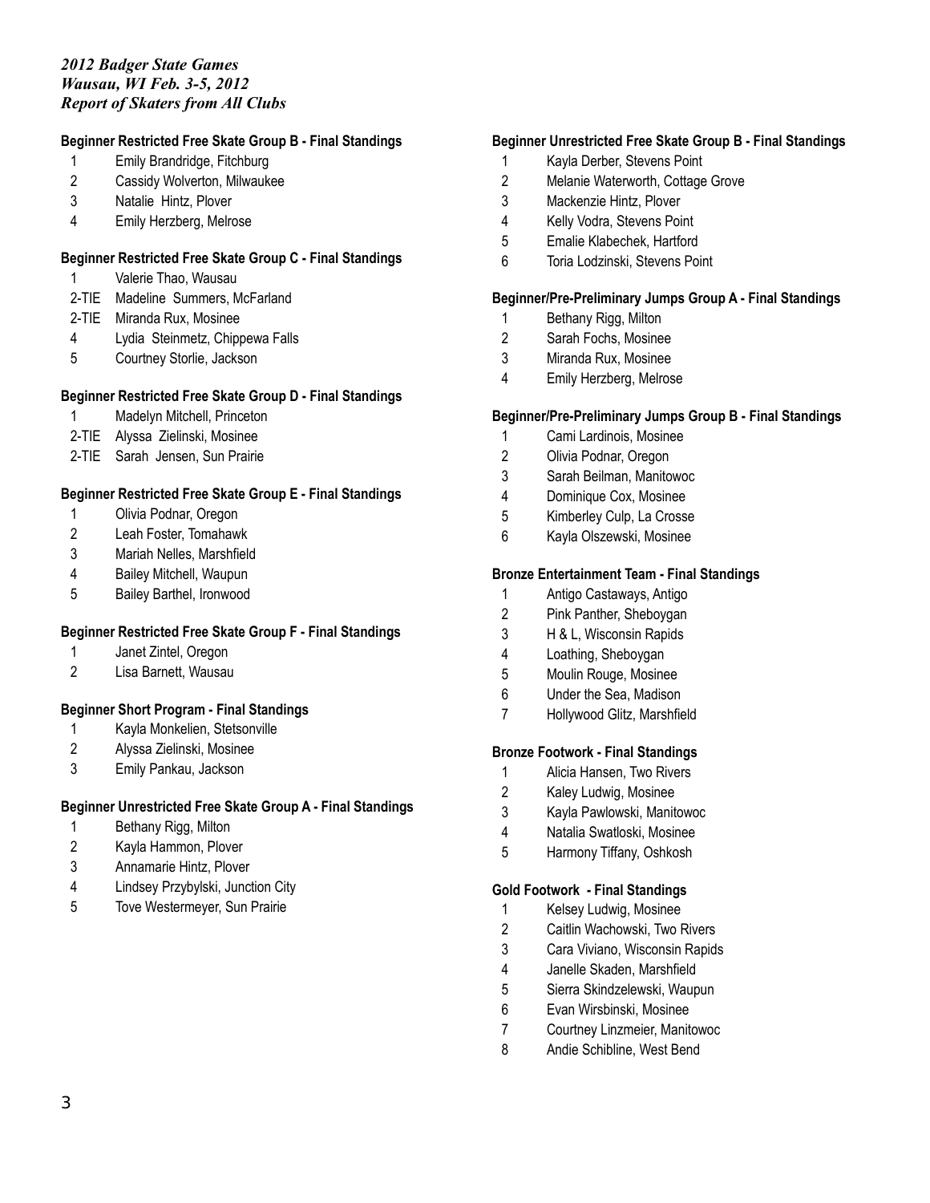*2012 Badger State Games*
*Wausau, WI Feb. 3-5, 2012*
*Report of Skaters from All Clubs*

**Beginner Restricted Free Skate Group B - Final Standings**

1 Emily Brandridge, Fitchburg
2 Cassidy Wolverton, Milwaukee
3 Natalie Hintz, Plover
4 Emily Herzberg, Melrose

**Beginner Restricted Free Skate Group C - Final Standings**

1 Valerie Thao, Wausau
2-TIE Madeline Summers, McFarland
2-TIE Miranda Rux, Mosinee
4 Lydia Steinmetz, Chippewa Falls
5 Courtney Storlie, Jackson

**Beginner Restricted Free Skate Group D - Final Standings**

1 Madelyn Mitchell, Princeton
2-TIE Alyssa Zielinski, Mosinee
2-TIE Sarah Jensen, Sun Prairie

**Beginner Restricted Free Skate Group E - Final Standings**

1 Olivia Podnar, Oregon
2 Leah Foster, Tomahawk
3 Mariah Nelles, Marshfield
4 Bailey Mitchell, Waupun
5 Bailey Barthel, Ironwood

**Beginner Restricted Free Skate Group F - Final Standings**

1 Janet Zintel, Oregon
2 Lisa Barnett, Wausau

**Beginner Short Program - Final Standings**

1 Kayla Monkelien, Stetsonville
2 Alyssa Zielinski, Mosinee
3 Emily Pankau, Jackson

**Beginner Unrestricted Free Skate Group A - Final Standings**

1 Bethany Rigg, Milton
2 Kayla Hammon, Plover
3 Annamarie Hintz, Plover
4 Lindsey Przybylski, Junction City
5 Tove Westermeyer, Sun Prairie

**Beginner Unrestricted Free Skate Group B - Final Standings**

1 Kayla Derber, Stevens Point
2 Melanie Waterworth, Cottage Grove
3 Mackenzie Hintz, Plover
4 Kelly Vodra, Stevens Point
5 Emalie Klabechek, Hartford
6 Toria Lodzinski, Stevens Point

**Beginner/Pre-Preliminary Jumps Group A - Final Standings**

1 Bethany Rigg, Milton
2 Sarah Fochs, Mosinee
3 Miranda Rux, Mosinee
4 Emily Herzberg, Melrose

**Beginner/Pre-Preliminary Jumps Group B - Final Standings**

1 Cami Lardinois, Mosinee
2 Olivia Podnar, Oregon
3 Sarah Beilman, Manitowoc
4 Dominique Cox, Mosinee
5 Kimberley Culp, La Crosse
6 Kayla Olszewski, Mosinee

**Bronze Entertainment Team - Final Standings**

1 Antigo Castaways, Antigo
2 Pink Panther, Sheboygan
3 H & L, Wisconsin Rapids
4 Loathing, Sheboygan
5 Moulin Rouge, Mosinee
6 Under the Sea, Madison
7 Hollywood Glitz, Marshfield

**Bronze Footwork - Final Standings**

1 Alicia Hansen, Two Rivers
2 Kaley Ludwig, Mosinee
3 Kayla Pawlowski, Manitowoc
4 Natalia Swatloski, Mosinee
5 Harmony Tiffany, Oshkosh

**Gold Footwork - Final Standings**

1 Kelsey Ludwig, Mosinee
2 Caitlin Wachowski, Two Rivers
3 Cara Viviano, Wisconsin Rapids
4 Janelle Skaden, Marshfield
5 Sierra Skindzelewski, Waupun
6 Evan Wirsbinski, Mosinee
7 Courtney Linzmeier, Manitowoc
8 Andie Schibline, West Bend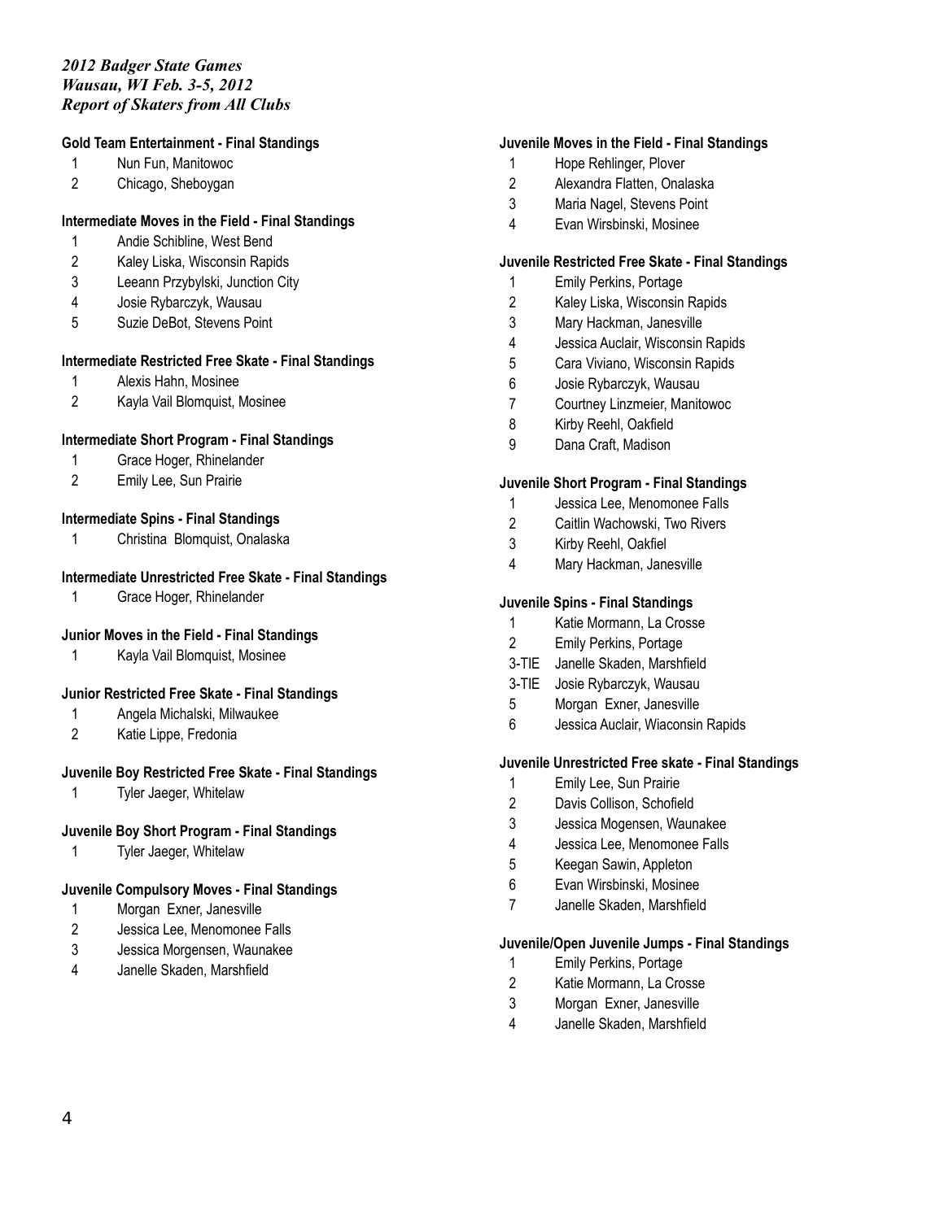*2012 Badger State Games*
*Wausau, WI Feb. 3-5, 2012*
*Report of Skaters from All Clubs*

**Gold Team Entertainment - Final Standings**

1 Nun Fun, Manitowoc
2 Chicago, Sheboygan

**Intermediate Moves in the Field - Final Standings**

1 Andie Schibline, West Bend
2 Kaley Liska, Wisconsin Rapids
3 Leeann Przybylski, Junction City
4 Josie Rybarczyk, Wausau
5 Suzie DeBot, Stevens Point

**Intermediate Restricted Free Skate - Final Standings**

1 Alexis Hahn, Mosinee
2 Kayla Vail Blomquist, Mosinee

**Intermediate Short Program - Final Standings**

1 Grace Hoger, Rhinelander
2 Emily Lee, Sun Prairie

**Intermediate Spins - Final Standings**

1 Christina Blomquist, Onalaska

**Intermediate Unrestricted Free Skate - Final Standings**

1 Grace Hoger, Rhinelander

**Junior Moves in the Field - Final Standings**

1 Kayla Vail Blomquist, Mosinee

**Junior Restricted Free Skate - Final Standings**

1 Angela Michalski, Milwaukee
2 Katie Lippe, Fredonia

**Juvenile Boy Restricted Free Skate - Final Standings**

1 Tyler Jaeger, Whitelaw

**Juvenile Boy Short Program - Final Standings**

1 Tyler Jaeger, Whitelaw

**Juvenile Compulsory Moves - Final Standings**

1 Morgan Exner, Janesville
2 Jessica Lee, Menomonee Falls
3 Jessica Morgensen, Waunakee
4 Janelle Skaden, Marshfield

**Juvenile Moves in the Field - Final Standings**

1 Hope Rehlinger, Plover
2 Alexandra Flatten, Onalaska
3 Maria Nagel, Stevens Point
4 Evan Wirsbinski, Mosinee

**Juvenile Restricted Free Skate - Final Standings**

1 Emily Perkins, Portage
2 Kaley Liska, Wisconsin Rapids
3 Mary Hackman, Janesville
4 Jessica Auclair, Wisconsin Rapids
5 Cara Viviano, Wisconsin Rapids
6 Josie Rybarczyk, Wausau
7 Courtney Linzmeier, Manitowoc
8 Kirby Reehl, Oakfield
9 Dana Craft, Madison

**Juvenile Short Program - Final Standings**

1 Jessica Lee, Menomonee Falls
2 Caitlin Wachowski, Two Rivers
3 Kirby Reehl, Oakfiel
4 Mary Hackman, Janesville

**Juvenile Spins - Final Standings**

1 Katie Mormann, La Crosse
2 Emily Perkins, Portage
3-TIE Janelle Skaden, Marshfield
3-TIE Josie Rybarczyk, Wausau
5 Morgan Exner, Janesville
6 Jessica Auclair, Wiaconsin Rapids

**Juvenile Unrestricted Free skate - Final Standings**

1 Emily Lee, Sun Prairie
2 Davis Collison, Schofield
3 Jessica Mogensen, Waunakee
4 Jessica Lee, Menomonee Falls
5 Keegan Sawin, Appleton
6 Evan Wirsbinski, Mosinee
7 Janelle Skaden, Marshfield

**Juvenile/Open Juvenile Jumps - Final Standings**

1 Emily Perkins, Portage
2 Katie Mormann, La Crosse
3 Morgan Exner, Janesville
4 Janelle Skaden, Marshfield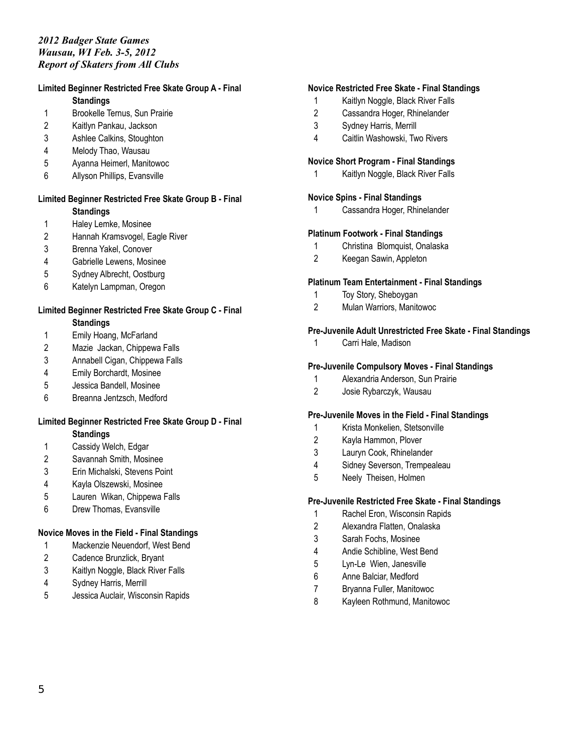*2012 Badger State Games*
*Wausau, WI Feb. 3-5, 2012*
*Report of Skaters from All Clubs*

**Limited Beginner Restricted Free Skate Group A - Final Standings**

1 Brookelle Ternus, Sun Prairie
2 Kaitlyn Pankau, Jackson
3 Ashlee Calkins, Stoughton
4 Melody Thao, Wausau
5 Ayanna Heimerl, Manitowoc
6 Allyson Phillips, Evansville

**Limited Beginner Restricted Free Skate Group B - Final Standings**

1 Haley Lemke, Mosinee
2 Hannah Kramsvogel, Eagle River
3 Brenna Yakel, Conover
4 Gabrielle Lewens, Mosinee
5 Sydney Albrecht, Oostburg
6 Katelyn Lampman, Oregon

**Limited Beginner Restricted Free Skate Group C - Final Standings**

1 Emily Hoang, McFarland
2 Mazie Jackan, Chippewa Falls
3 Annabell Cigan, Chippewa Falls
4 Emily Borchardt, Mosinee
5 Jessica Bandell, Mosinee
6 Breanna Jentzsch, Medford

**Limited Beginner Restricted Free Skate Group D - Final Standings**

1 Cassidy Welch, Edgar
2 Savannah Smith, Mosinee
3 Erin Michalski, Stevens Point
4 Kayla Olszewski, Mosinee
5 Lauren Wikan, Chippewa Falls
6 Drew Thomas, Evansville

**Novice Moves in the Field - Final Standings**

1 Mackenzie Neuendorf, West Bend
2 Cadence Brunzlick, Bryant
3 Kaitlyn Noggle, Black River Falls
4 Sydney Harris, Merrill
5 Jessica Auclair, Wisconsin Rapids

**Novice Restricted Free Skate - Final Standings**

1 Kaitlyn Noggle, Black River Falls
2 Cassandra Hoger, Rhinelander
3 Sydney Harris, Merrill
4 Caitlin Washowski, Two Rivers

**Novice Short Program - Final Standings**

1 Kaitlyn Noggle, Black River Falls

**Novice Spins - Final Standings**

1 Cassandra Hoger, Rhinelander

**Platinum Footwork - Final Standings**

1 Christina Blomquist, Onalaska
2 Keegan Sawin, Appleton

**Platinum Team Entertainment - Final Standings**

1 Toy Story, Sheboygan
2 Mulan Warriors, Manitowoc

**Pre-Juvenile Adult Unrestricted Free Skate - Final Standings**

1 Carri Hale, Madison

**Pre-Juvenile Compulsory Moves - Final Standings**

1 Alexandria Anderson, Sun Prairie
2 Josie Rybarczyk, Wausau

**Pre-Juvenile Moves in the Field - Final Standings**

1 Krista Monkelien, Stetsonville
2 Kayla Hammon, Plover
3 Lauryn Cook, Rhinelander
4 Sidney Severson, Trempealeau
5 Neely Theisen, Holmen

**Pre-Juvenile Restricted Free Skate - Final Standings**

1 Rachel Eron, Wisconsin Rapids
2 Alexandra Flatten, Onalaska
3 Sarah Fochs, Mosinee
4 Andie Schibline, West Bend
5 Lyn-Le Wien, Janesville
6 Anne Balciar, Medford
7 Bryanna Fuller, Manitowoc
8 Kayleen Rothmund, Manitowoc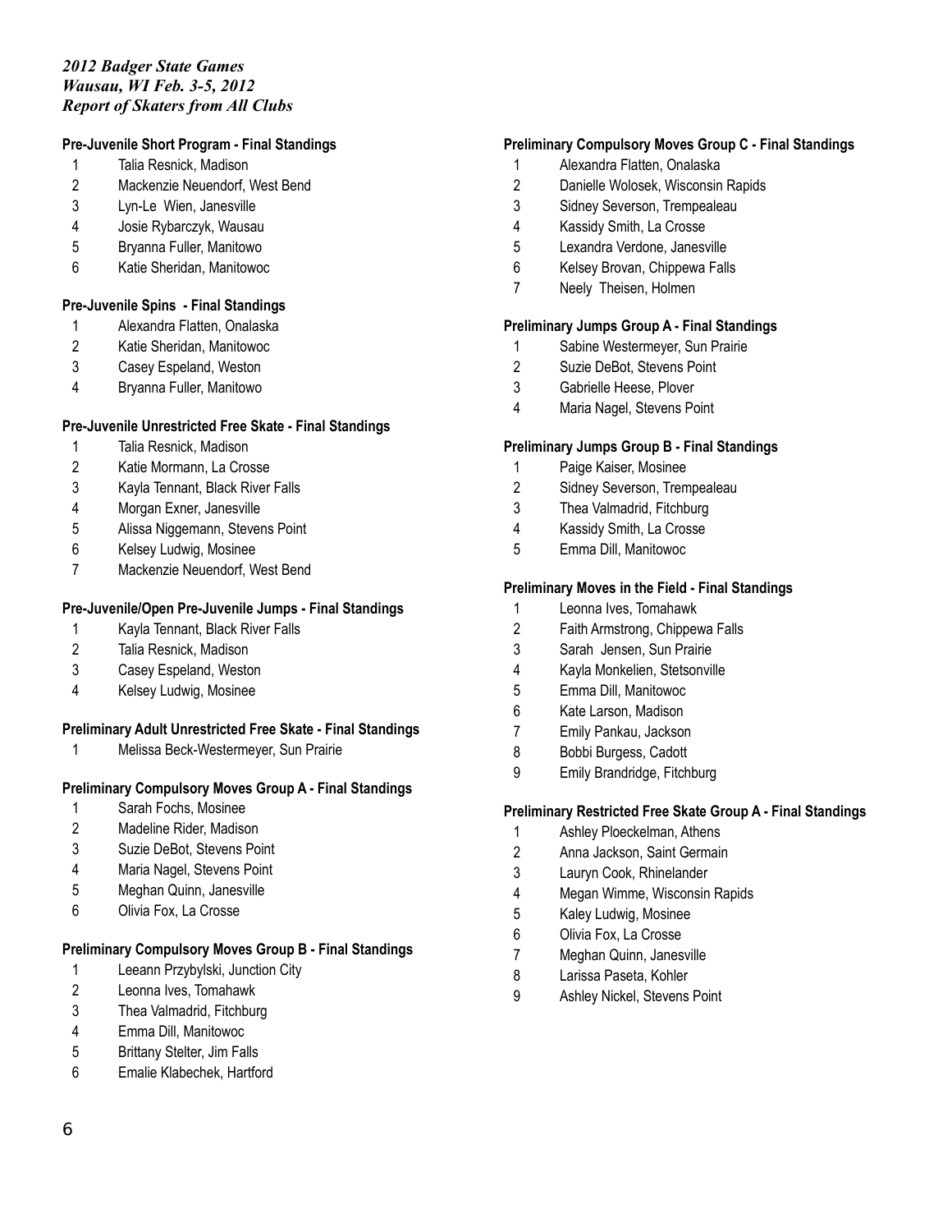*2012 Badger State Games*
*Wausau, WI Feb. 3-5, 2012*
*Report of Skaters from All Clubs*

**Pre-Juvenile Short Program - Final Standings**

1 Talia Resnick, Madison
2 Mackenzie Neuendorf, West Bend
3 Lyn-Le Wien, Janesville
4 Josie Rybarczyk, Wausau
5 Bryanna Fuller, Manitowo
6 Katie Sheridan, Manitowoc

**Pre-Juvenile Spins - Final Standings**

1 Alexandra Flatten, Onalaska
2 Katie Sheridan, Manitowoc
3 Casey Espeland, Weston
4 Bryanna Fuller, Manitowo

**Pre-Juvenile Unrestricted Free Skate - Final Standings**

1 Talia Resnick, Madison
2 Katie Mormann, La Crosse
3 Kayla Tennant, Black River Falls
4 Morgan Exner, Janesville
5 Alissa Niggemann, Stevens Point
6 Kelsey Ludwig, Mosinee
7 Mackenzie Neuendorf, West Bend

**Pre-Juvenile/Open Pre-Juvenile Jumps - Final Standings**

1 Kayla Tennant, Black River Falls
2 Talia Resnick, Madison
3 Casey Espeland, Weston
4 Kelsey Ludwig, Mosinee

**Preliminary Adult Unrestricted Free Skate - Final Standings**

1 Melissa Beck-Westermeyer, Sun Prairie

**Preliminary Compulsory Moves Group A - Final Standings**

1 Sarah Fochs, Mosinee
2 Madeline Rider, Madison
3 Suzie DeBot, Stevens Point
4 Maria Nagel, Stevens Point
5 Meghan Quinn, Janesville
6 Olivia Fox, La Crosse

**Preliminary Compulsory Moves Group B - Final Standings**

1 Leeann Przybylski, Junction City
2 Leonna Ives, Tomahawk
3 Thea Valmadrid, Fitchburg
4 Emma Dill, Manitowoc
5 Brittany Stelter, Jim Falls
6 Emalie Klabechek, Hartford

**Preliminary Compulsory Moves Group C - Final Standings**

1 Alexandra Flatten, Onalaska
2 Danielle Wolosek, Wisconsin Rapids
3 Sidney Severson, Trempealeau
4 Kassidy Smith, La Crosse
5 Lexandra Verdone, Janesville
6 Kelsey Brovan, Chippewa Falls
7 Neely Theisen, Holmen

**Preliminary Jumps Group A - Final Standings**

1 Sabine Westermeyer, Sun Prairie
2 Suzie DeBot, Stevens Point
3 Gabrielle Heese, Plover
4 Maria Nagel, Stevens Point

**Preliminary Jumps Group B - Final Standings**

1 Paige Kaiser, Mosinee
2 Sidney Severson, Trempealeau
3 Thea Valmadrid, Fitchburg
4 Kassidy Smith, La Crosse
5 Emma Dill, Manitowoc

**Preliminary Moves in the Field - Final Standings**

1 Leonna Ives, Tomahawk
2 Faith Armstrong, Chippewa Falls
3 Sarah Jensen, Sun Prairie
4 Kayla Monkelien, Stetsonville
5 Emma Dill, Manitowoc
6 Kate Larson, Madison
7 Emily Pankau, Jackson
8 Bobbi Burgess, Cadott
9 Emily Brandridge, Fitchburg

**Preliminary Restricted Free Skate Group A - Final Standings**

1 Ashley Ploeckelman, Athens
2 Anna Jackson, Saint Germain
3 Lauryn Cook, Rhinelander
4 Megan Wimme, Wisconsin Rapids
5 Kaley Ludwig, Mosinee
6 Olivia Fox, La Crosse
7 Meghan Quinn, Janesville
8 Larissa Paseta, Kohler
9 Ashley Nickel, Stevens Point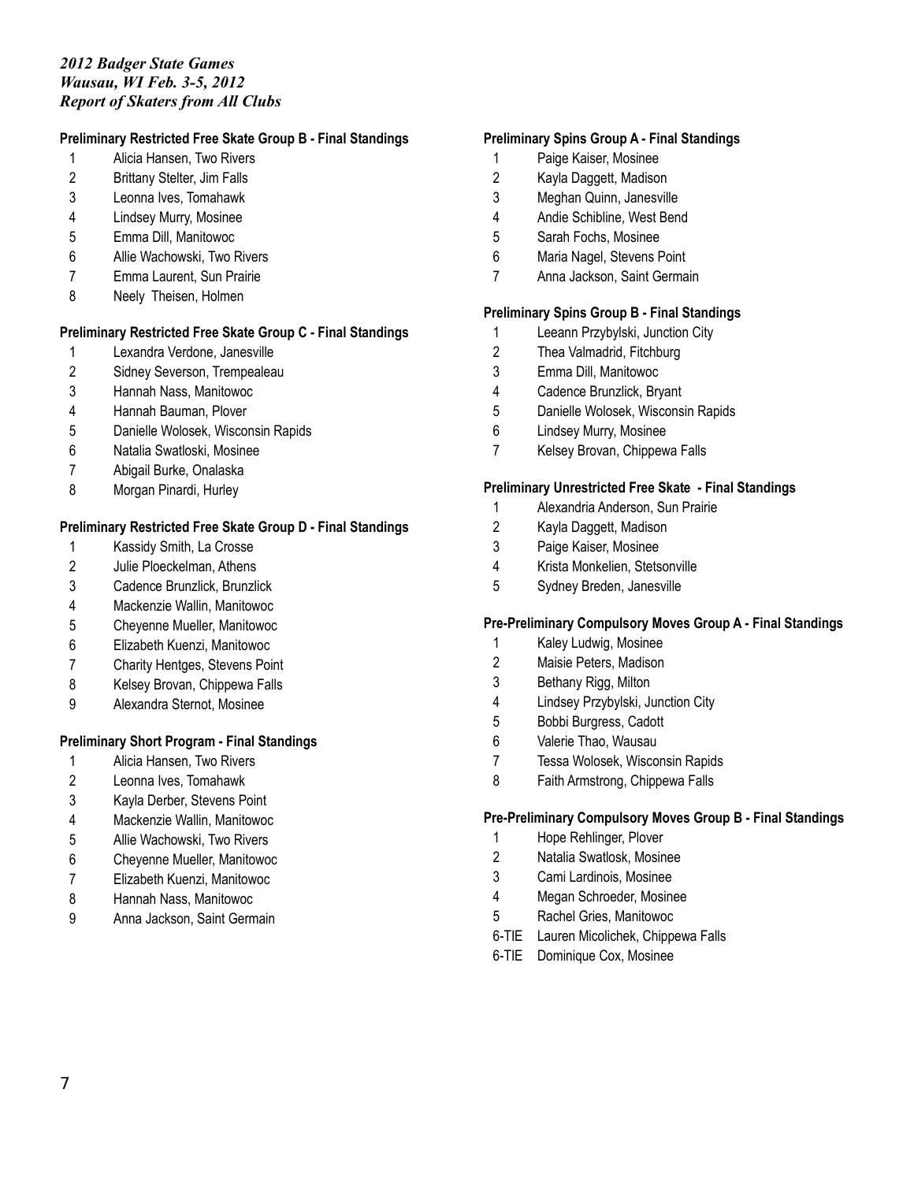*2012 Badger State Games*
*Wausau, WI Feb. 3-5, 2012*
*Report of Skaters from All Clubs*

**Preliminary Restricted Free Skate Group B - Final Standings**

1 Alicia Hansen, Two Rivers
2 Brittany Stelter, Jim Falls
3 Leonna Ives, Tomahawk
4 Lindsey Murry, Mosinee
5 Emma Dill, Manitowoc
6 Allie Wachowski, Two Rivers
7 Emma Laurent, Sun Prairie
8 Neely Theisen, Holmen

**Preliminary Restricted Free Skate Group C - Final Standings**

1 Lexandra Verdone, Janesville
2 Sidney Severson, Trempealeau
3 Hannah Nass, Manitowoc
4 Hannah Bauman, Plover
5 Danielle Wolosek, Wisconsin Rapids
6 Natalia Swatloski, Mosinee
7 Abigail Burke, Onalaska
8 Morgan Pinardi, Hurley

**Preliminary Restricted Free Skate Group D - Final Standings**

1 Kassidy Smith, La Crosse
2 Julie Ploeckelman, Athens
3 Cadence Brunzlick, Brunzlick
4 Mackenzie Wallin, Manitowoc
5 Cheyenne Mueller, Manitowoc
6 Elizabeth Kuenzi, Manitowoc
7 Charity Hentges, Stevens Point
8 Kelsey Brovan, Chippewa Falls
9 Alexandra Sternot, Mosinee

**Preliminary Short Program - Final Standings**

1 Alicia Hansen, Two Rivers
2 Leonna Ives, Tomahawk
3 Kayla Derber, Stevens Point
4 Mackenzie Wallin, Manitowoc
5 Allie Wachowski, Two Rivers
6 Cheyenne Mueller, Manitowoc
7 Elizabeth Kuenzi, Manitowoc
8 Hannah Nass, Manitowoc
9 Anna Jackson, Saint Germain

**Preliminary Spins Group A - Final Standings**

1 Paige Kaiser, Mosinee
2 Kayla Daggett, Madison
3 Meghan Quinn, Janesville
4 Andie Schibline, West Bend
5 Sarah Fochs, Mosinee
6 Maria Nagel, Stevens Point
7 Anna Jackson, Saint Germain

**Preliminary Spins Group B - Final Standings**

1 Leeann Przybylski, Junction City
2 Thea Valmadrid, Fitchburg
3 Emma Dill, Manitowoc
4 Cadence Brunzlick, Bryant
5 Danielle Wolosek, Wisconsin Rapids
6 Lindsey Murry, Mosinee
7 Kelsey Brovan, Chippewa Falls

**Preliminary Unrestricted Free Skate - Final Standings**

1 Alexandria Anderson, Sun Prairie
2 Kayla Daggett, Madison
3 Paige Kaiser, Mosinee
4 Krista Monkelien, Stetsonville
5 Sydney Breden, Janesville

**Pre-Preliminary Compulsory Moves Group A - Final Standings**

1 Kaley Ludwig, Mosinee
2 Maisie Peters, Madison
3 Bethany Rigg, Milton
4 Lindsey Przybylski, Junction City
5 Bobbi Burgress, Cadott
6 Valerie Thao, Wausau
7 Tessa Wolosek, Wisconsin Rapids
8 Faith Armstrong, Chippewa Falls

**Pre-Preliminary Compulsory Moves Group B - Final Standings**

1 Hope Rehlinger, Plover
2 Natalia Swatlosk, Mosinee
3 Cami Lardinois, Mosinee
4 Megan Schroeder, Mosinee
5 Rachel Gries, Manitowoc
6-TIE Lauren Micolichek, Chippewa Falls
6-TIE Dominique Cox, Mosinee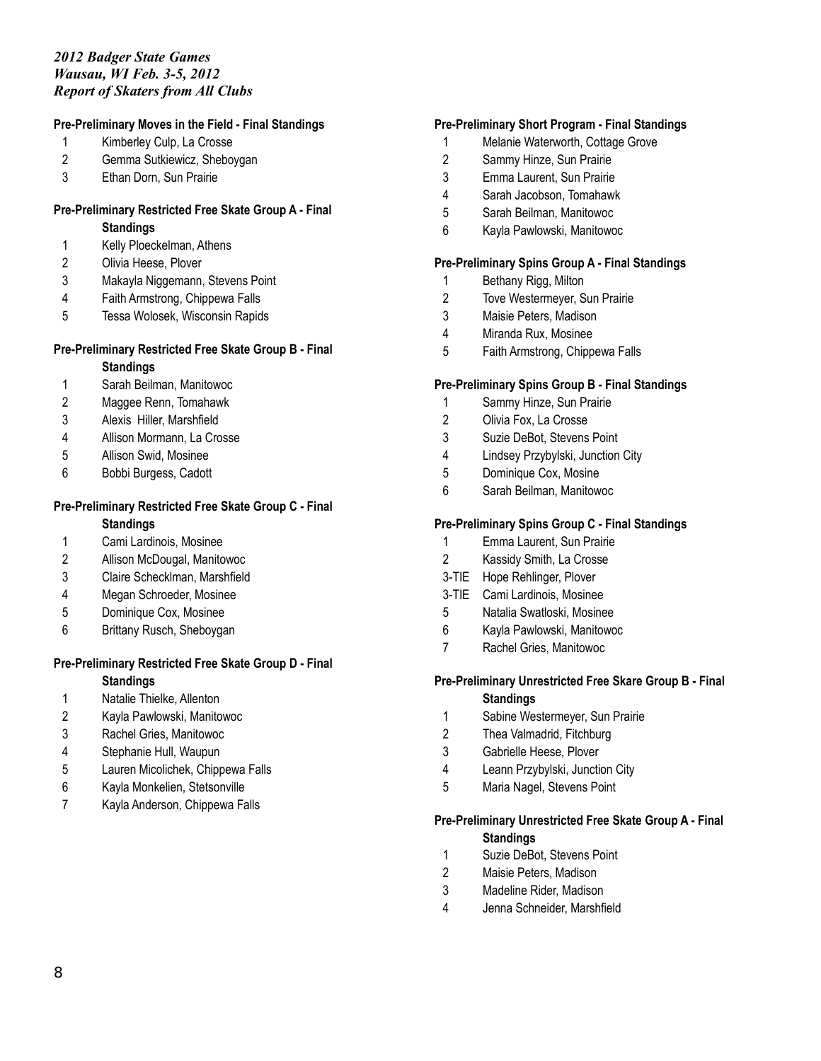*2012 Badger State Games*
*Wausau, WI Feb. 3-5, 2012*
*Report of Skaters from All Clubs*

**Pre-Preliminary Moves in the Field - Final Standings**

1 Kimberley Culp, La Crosse
2 Gemma Sutkiewicz, Sheboygan
3 Ethan Dorn, Sun Prairie

**Pre-Preliminary Restricted Free Skate Group A - Final Standings**

1 Kelly Ploeckelman, Athens
2 Olivia Heese, Plover
3 Makayla Niggemann, Stevens Point
4 Faith Armstrong, Chippewa Falls
5 Tessa Wolosek, Wisconsin Rapids

**Pre-Preliminary Restricted Free Skate Group B - Final Standings**

1 Sarah Beilman, Manitowoc
2 Maggee Renn, Tomahawk
3 Alexis Hiller, Marshfield
4 Allison Mormann, La Crosse
5 Allison Swid, Mosinee
6 Bobbi Burgess, Cadott

**Pre-Preliminary Restricted Free Skate Group C - Final Standings**

1 Cami Lardinois, Mosinee
2 Allison McDougal, Manitowoc
3 Claire Schecklman, Marshfield
4 Megan Schroeder, Mosinee
5 Dominique Cox, Mosinee
6 Brittany Rusch, Sheboygan

**Pre-Preliminary Restricted Free Skate Group D - Final Standings**

1 Natalie Thielke, Allenton
2 Kayla Pawlowski, Manitowoc
3 Rachel Gries, Manitowoc
4 Stephanie Hull, Waupun
5 Lauren Micolichek, Chippewa Falls
6 Kayla Monkelien, Stetsonville
7 Kayla Anderson, Chippewa Falls

**Pre-Preliminary Short Program - Final Standings**

1 Melanie Waterworth, Cottage Grove
2 Sammy Hinze, Sun Prairie
3 Emma Laurent, Sun Prairie
4 Sarah Jacobson, Tomahawk
5 Sarah Beilman, Manitowoc
6 Kayla Pawlowski, Manitowoc

**Pre-Preliminary Spins Group A - Final Standings**

1 Bethany Rigg, Milton
2 Tove Westermeyer, Sun Prairie
3 Maisie Peters, Madison
4 Miranda Rux, Mosinee
5 Faith Armstrong, Chippewa Falls

**Pre-Preliminary Spins Group B - Final Standings**

1 Sammy Hinze, Sun Prairie
2 Olivia Fox, La Crosse
3 Suzie DeBot, Stevens Point
4 Lindsey Przybylski, Junction City
5 Dominique Cox, Mosine
6 Sarah Beilman, Manitowoc

**Pre-Preliminary Spins Group C - Final Standings**

1 Emma Laurent, Sun Prairie
2 Kassidy Smith, La Crosse
3-TIE Hope Rehlinger, Plover
3-TIE Cami Lardinois, Mosinee
5 Natalia Swatloski, Mosinee
6 Kayla Pawlowski, Manitowoc
7 Rachel Gries, Manitowoc

**Pre-Preliminary Unrestricted Free Skare Group B - Final Standings**

1 Sabine Westermeyer, Sun Prairie
2 Thea Valmadrid, Fitchburg
3 Gabrielle Heese, Plover
4 Leann Przybylski, Junction City
5 Maria Nagel, Stevens Point

**Pre-Preliminary Unrestricted Free Skate Group A - Final Standings**

1 Suzie DeBot, Stevens Point
2 Maisie Peters, Madison
3 Madeline Rider, Madison
4 Jenna Schneider, Marshfield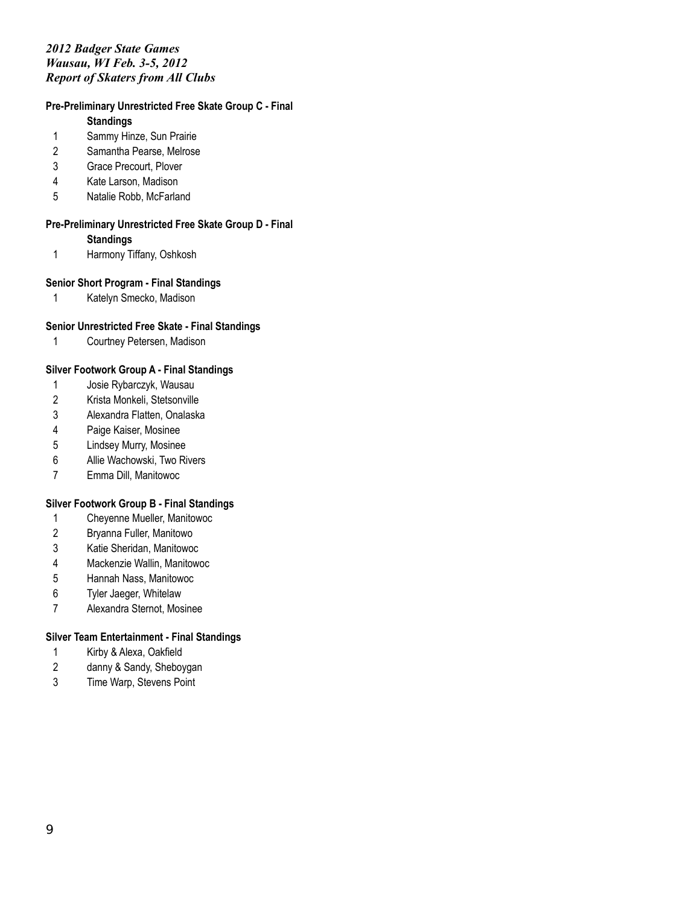*2012 Badger State Games*
*Wausau, WI Feb. 3-5, 2012*
*Report of Skaters from All Clubs*

**Pre-Preliminary Unrestricted Free Skate Group C - Final Standings**

1 Sammy Hinze, Sun Prairie
2 Samantha Pearse, Melrose
3 Grace Precourt, Plover
4 Kate Larson, Madison
5 Natalie Robb, McFarland

**Pre-Preliminary Unrestricted Free Skate Group D - Final Standings**

1 Harmony Tiffany, Oshkosh

**Senior Short Program - Final Standings**

1 Katelyn Smecko, Madison

**Senior Unrestricted Free Skate - Final Standings**

1 Courtney Petersen, Madison

**Silver Footwork Group A - Final Standings**

1 Josie Rybarczyk, Wausau
2 Krista Monkeli, Stetsonville
3 Alexandra Flatten, Onalaska
4 Paige Kaiser, Mosinee
5 Lindsey Murry, Mosinee
6 Allie Wachowski, Two Rivers
7 Emma Dill, Manitowoc

**Silver Footwork Group B - Final Standings**

1 Cheyenne Mueller, Manitowoc
2 Bryanna Fuller, Manitowo
3 Katie Sheridan, Manitowoc
4 Mackenzie Wallin, Manitowoc
5 Hannah Nass, Manitowoc
6 Tyler Jaeger, Whitelaw
7 Alexandra Sternot, Mosinee

**Silver Team Entertainment - Final Standings**

1 Kirby & Alexa, Oakfield
2 danny & Sandy, Sheboygan
3 Time Warp, Stevens Point